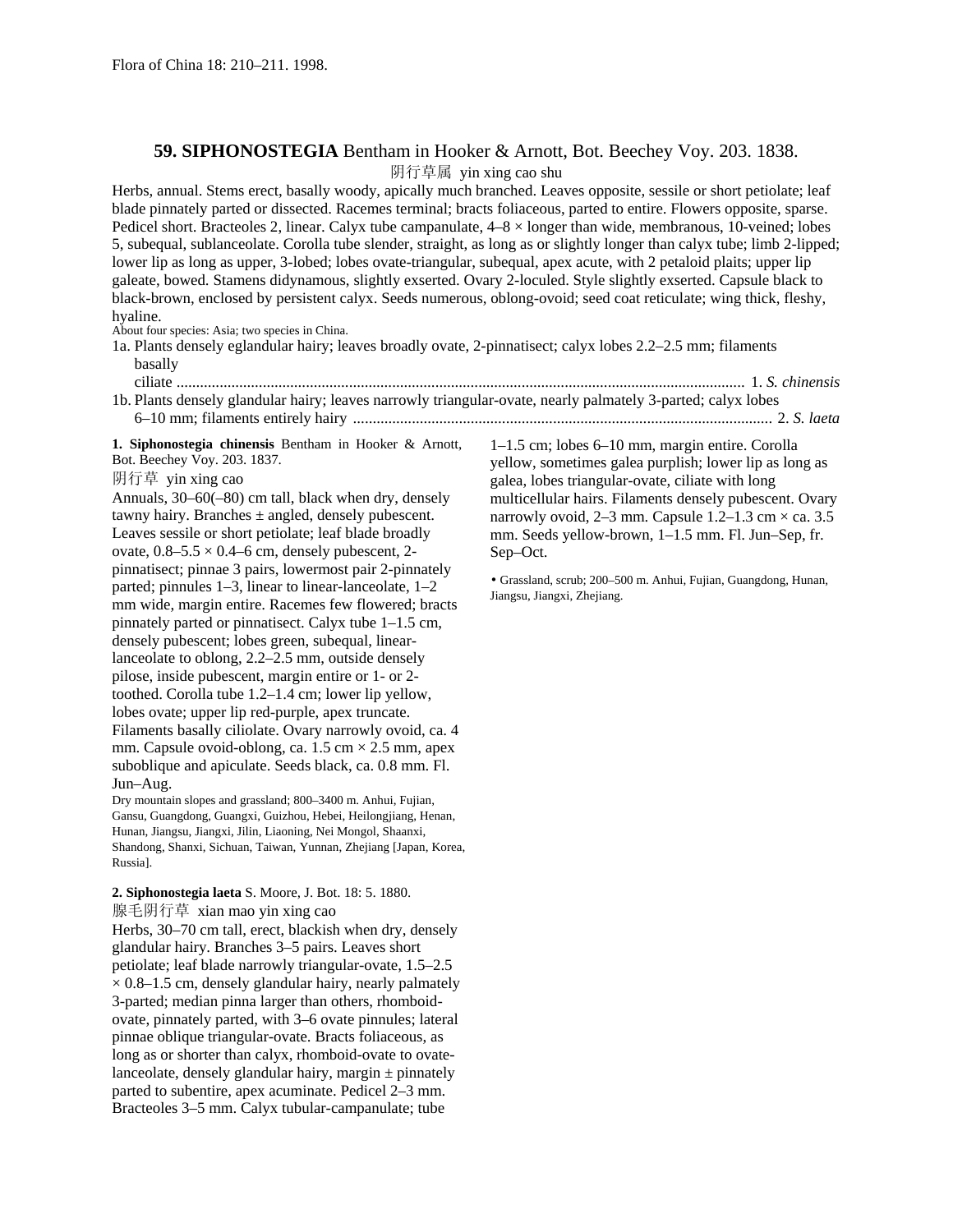Flora of China 18: 210–211. 1998.

# 59. **SIPHONOSTEGIA** Bentham in Hooker & Arnott, Bot. Beechey Voy. 203. 1838.

阴行草属 yin xing cao shu

Herbs, annual. Stems erect, basally woody, apically much branched. Leaves opposite, sessile or short petiolate; leaf blade pinnately parted or dissected. Racemes terminal; bracts foliaceous, parted to entire. Flowers opposite, sparse. Pedicel short. Bracteoles 2, linear. Calyx tube campanulate, 4–8 × longer than wide, membranous, 10-veined; lobes 5, subequal, sublanceolate. Corolla tube slender, straight, as long as or slightly longer than calyx tube; limb 2-lipped; lower lip as long as upper, 3-lobed; lobes ovate-triangular, subequal, apex acute, with 2 petaloid plaits; upper lip galeate, bowed. Stamens didynamous, slightly exserted. Ovary 2-loculed. Style slightly exserted. Capsule black to black-brown, enclosed by persistent calyx. Seeds numerous, oblong-ovoid; seed coat reticulate; wing thick, fleshy, hyaline.

About four species: Asia; two species in China.

1a. Plants densely eglandular hairy; leaves broadly ovate, 2-pinnatisect; calyx lobes 2.2–2.5 mm; filaments basally ciliate ............ 1. *S. chinensis*

1b. Plants densely glandular hairy; leaves narrowly triangular-ovate, nearly palmately 3-parted; calyx lobes 6–10 mm; filaments entirely hairy ............ 2. *S. laeta*

**1. Siphonostegia chinensis** Bentham in Hooker & Arnott, Bot. Beechey Voy. 203. 1837.

阴行草 yin xing cao

Annuals, 30–60(–80) cm tall, black when dry, densely tawny hairy. Branches ± angled, densely pubescent. Leaves sessile or short petiolate; leaf blade broadly ovate, 0.8–5.5 × 0.4–6 cm, densely pubescent, 2-pinnatisect; pinnae 3 pairs, lowermost pair 2-pinnately parted; pinnules 1–3, linear to linear-lanceolate, 1–2 mm wide, margin entire. Racemes few flowered; bracts pinnately parted or pinnatisect. Calyx tube 1–1.5 cm, densely pubescent; lobes green, subequal, linear-lanceolate to oblong, 2.2–2.5 mm, outside densely pilose, inside pubescent, margin entire or 1- or 2-toothed. Corolla tube 1.2–1.4 cm; lower lip yellow, lobes ovate; upper lip red-purple, apex truncate. Filaments basally ciliolate. Ovary narrowly ovoid, ca. 4 mm. Capsule ovoid-oblong, ca. 1.5 cm × 2.5 mm, apex suboblique and apiculate. Seeds black, ca. 0.8 mm. Fl. Jun–Aug.

Dry mountain slopes and grassland; 800–3400 m. Anhui, Fujian, Gansu, Guangdong, Guangxi, Guizhou, Hebei, Heilongjiang, Henan, Hunan, Jiangsu, Jiangxi, Jilin, Liaoning, Nei Mongol, Shaanxi, Shandong, Shanxi, Sichuan, Taiwan, Yunnan, Zhejiang [Japan, Korea, Russia].

**2. Siphonostegia laeta** S. Moore, J. Bot. 18: 5. 1880.

腺毛阴行草 xian mao yin xing cao

Herbs, 30–70 cm tall, erect, blackish when dry, densely glandular hairy. Branches 3–5 pairs. Leaves short petiolate; leaf blade narrowly triangular-ovate, 1.5–2.5 × 0.8–1.5 cm, densely glandular hairy, nearly palmately 3-parted; median pinna larger than others, rhomboid-ovate, pinnately parted, with 3–6 ovate pinnules; lateral pinnae oblique triangular-ovate. Bracts foliaceous, as long as or shorter than calyx, rhomboid-ovate to ovate-lanceolate, densely glandular hairy, margin ± pinnately parted to subentire, apex acuminate. Pedicel 2–3 mm. Bracteoles 3–5 mm. Calyx tubular-campanulate; tube 1–1.5 cm; lobes 6–10 mm, margin entire. Corolla yellow, sometimes galea purplish; lower lip as long as galea, lobes triangular-ovate, ciliate with long multicellular hairs. Filaments densely pubescent. Ovary narrowly ovoid, 2–3 mm. Capsule 1.2–1.3 cm × ca. 3.5 mm. Seeds yellow-brown, 1–1.5 mm. Fl. Jun–Sep, fr. Sep–Oct.

• Grassland, scrub; 200–500 m. Anhui, Fujian, Guangdong, Hunan, Jiangsu, Jiangxi, Zhejiang.